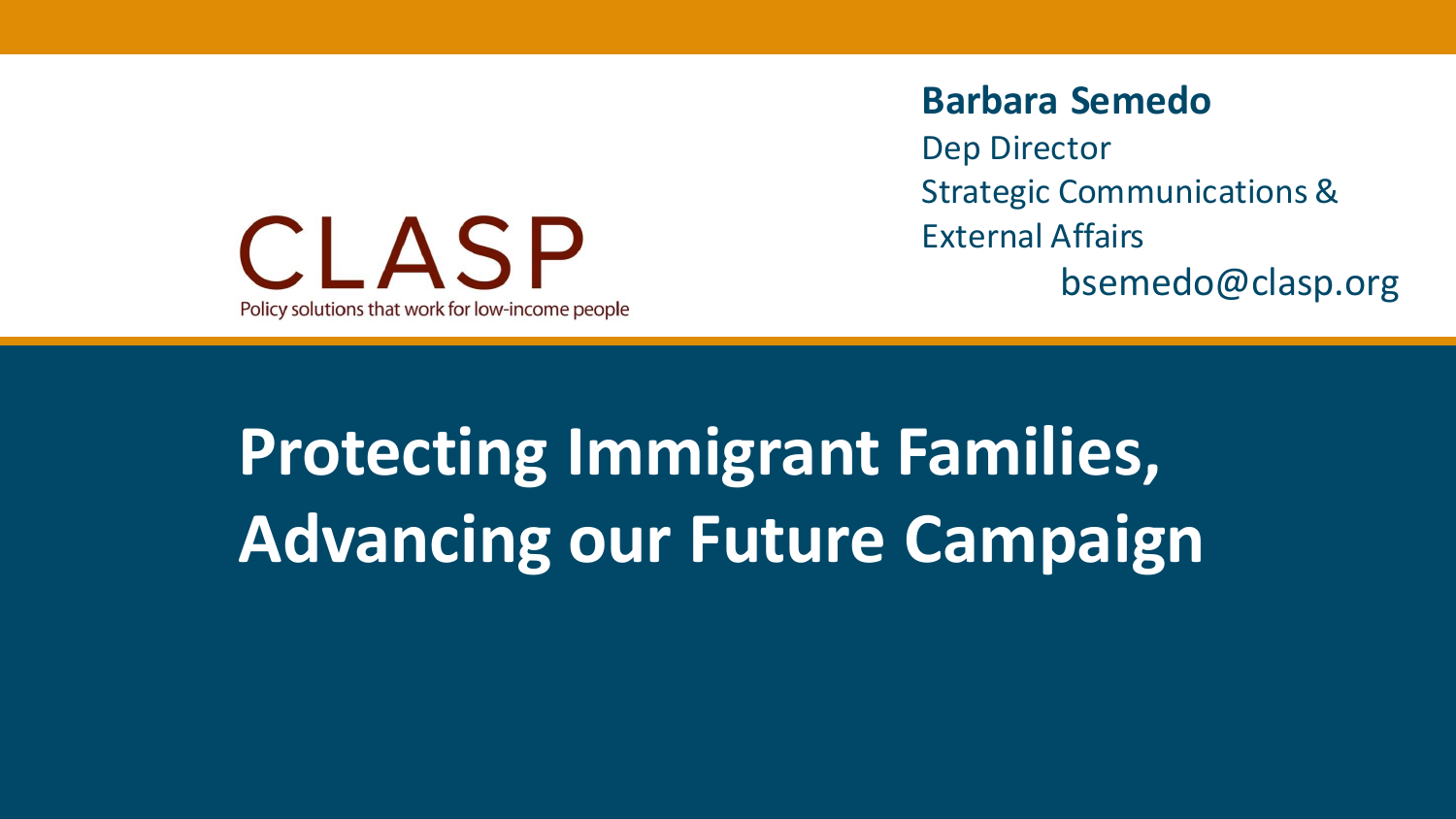CLASP

Policy solutions that work for low-income people

**Barbara Semedo**

Dep Director

Strategic Communications & External Affairs

bsemedo@clasp.org

# Protecting Immigrant Families, Advancing our Future Campaign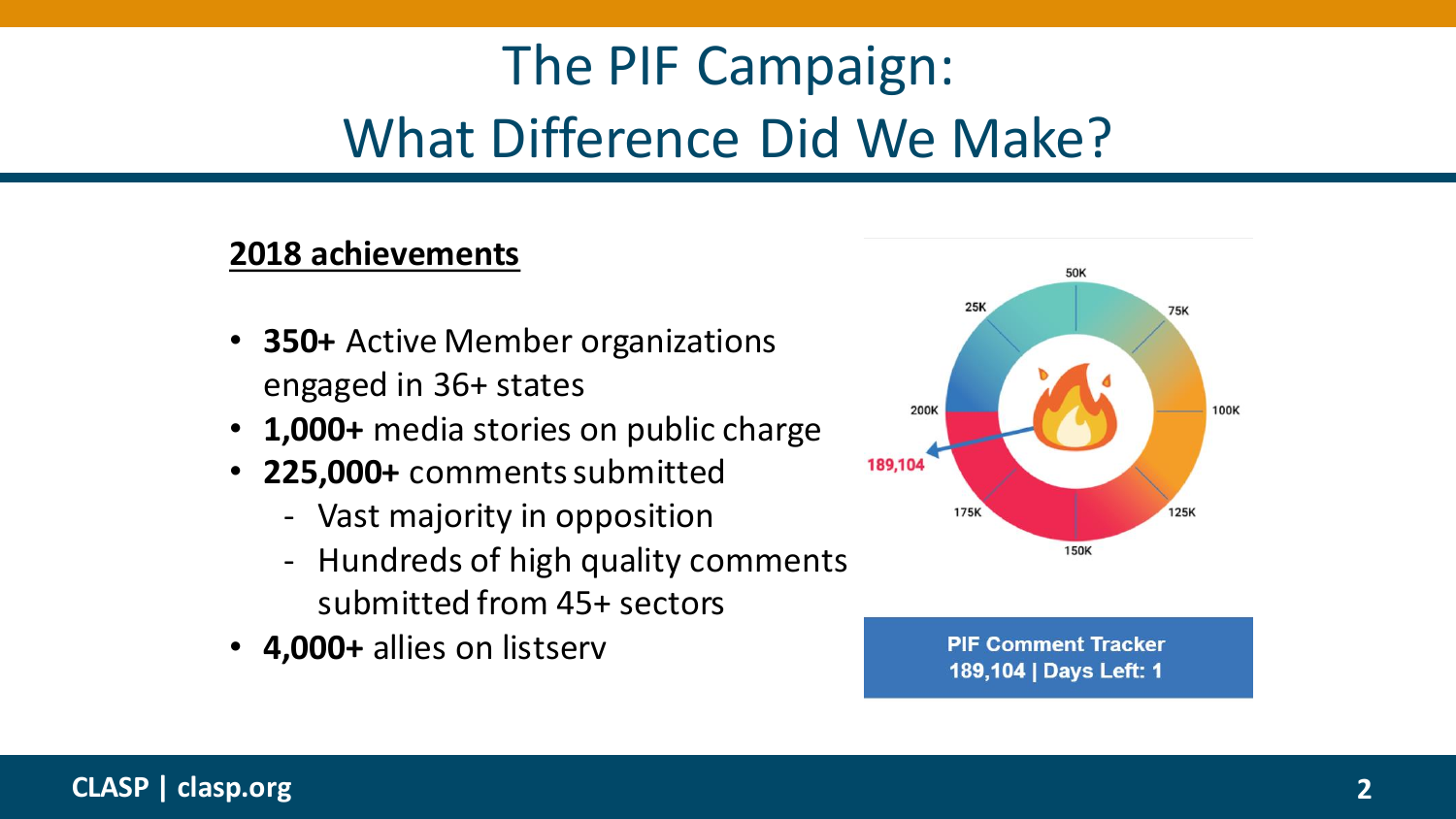# The PIF Campaign: What Difference Did We Make?

**2018 achievements**

- **350+** Active Member organizations engaged in 36+ states
- **1,000+** media stories on public charge
- **225,000+** comments submitted
  - Vast majority in opposition
  - Hundreds of high quality comments submitted from 45+ sectors
- **4,000+** allies on listserv

**PIF Comment Tracker**
**189,104 | Days Left: 1**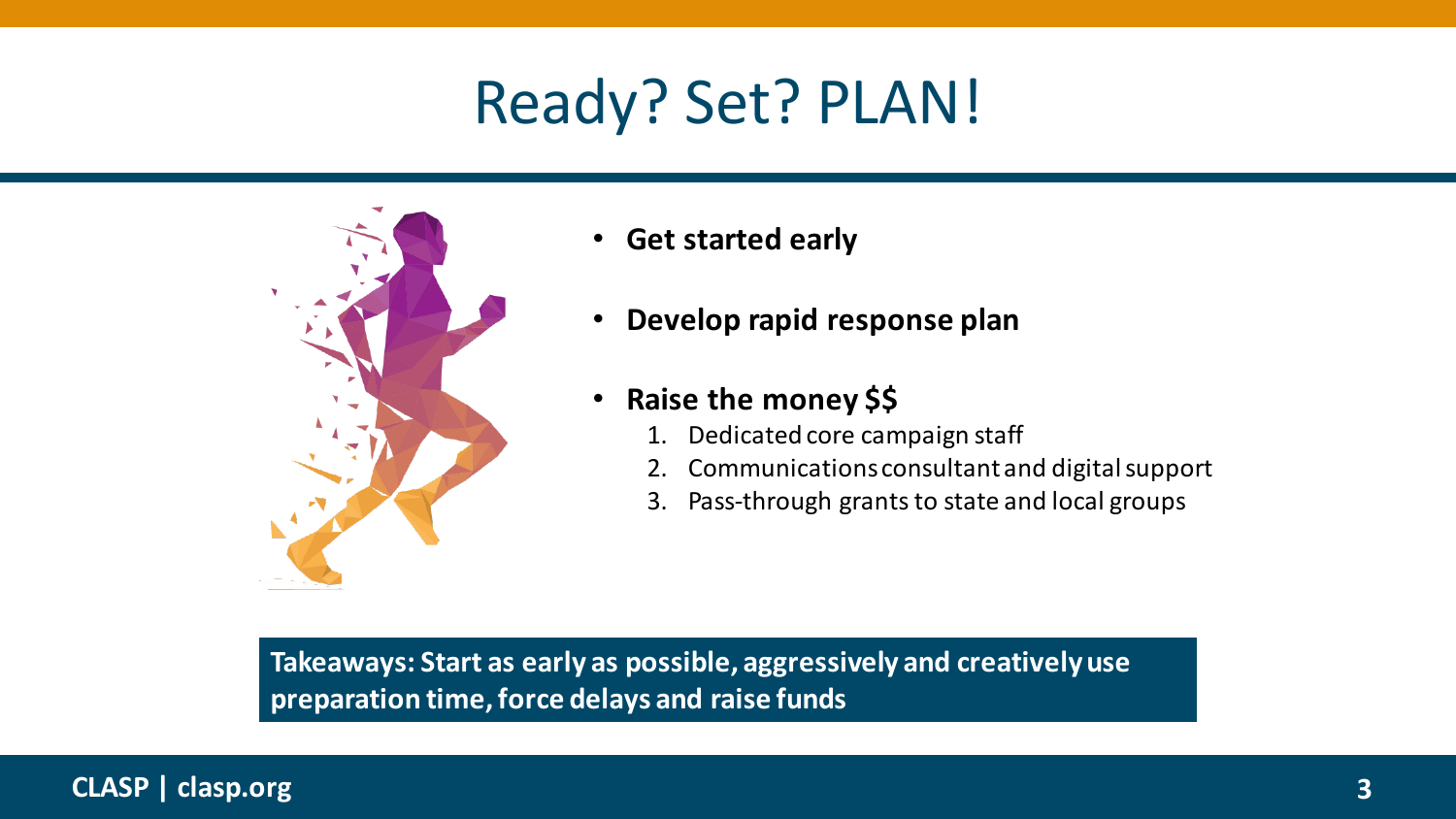# Ready? Set? PLAN!

- **Get started early**
- **Develop rapid response plan**
- **Raise the money $$**
  1. Dedicated core campaign staff
  2. Communications consultant and digital support
  3. Pass-through grants to state and local groups

**Takeaways: Start as early as possible, aggressively and creatively use preparation time, force delays and raise funds**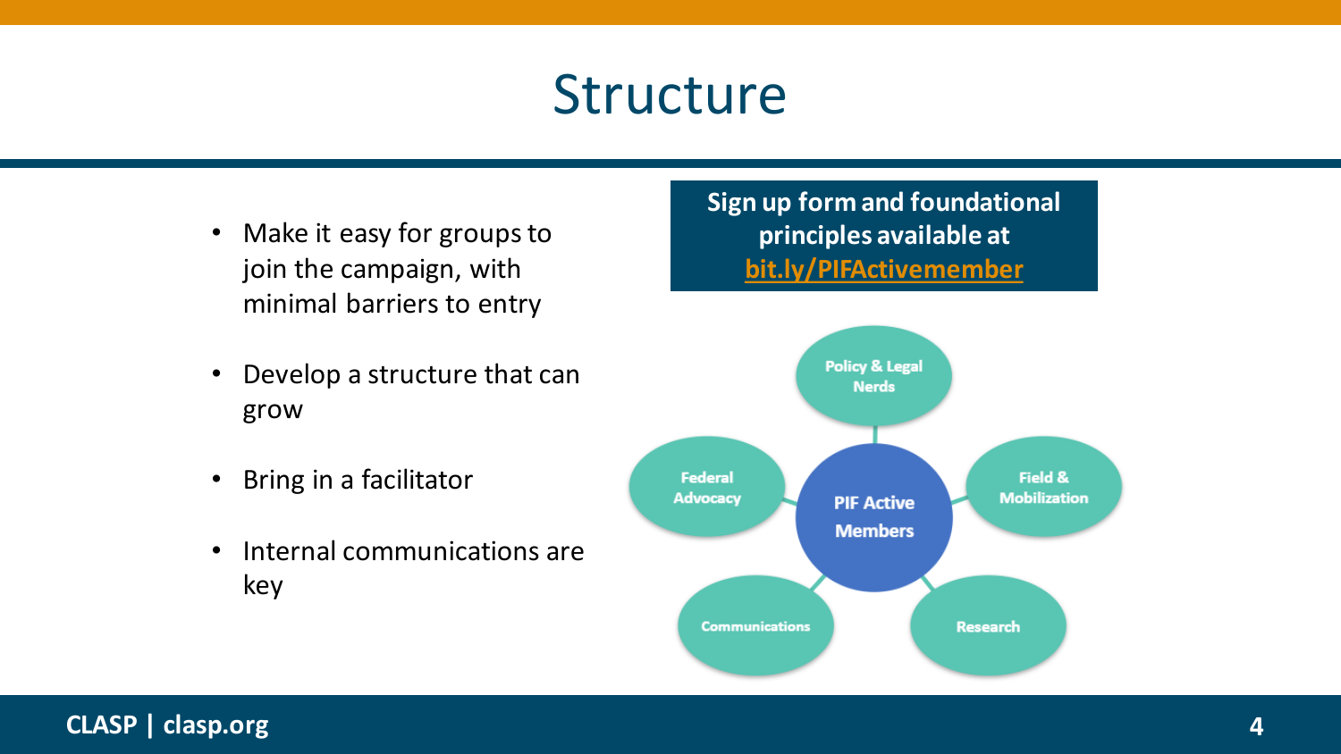# Structure

- Make it easy for groups to join the campaign, with minimal barriers to entry
- Develop a structure that can grow
- Bring in a facilitator
- Internal communications are key

**Sign up form and foundational principles available at bit.ly/PIFActivemember**

PIF Active Members

- Policy & Legal Nerds
- Field & Mobilization
- Research
- Communications
- Federal Advocacy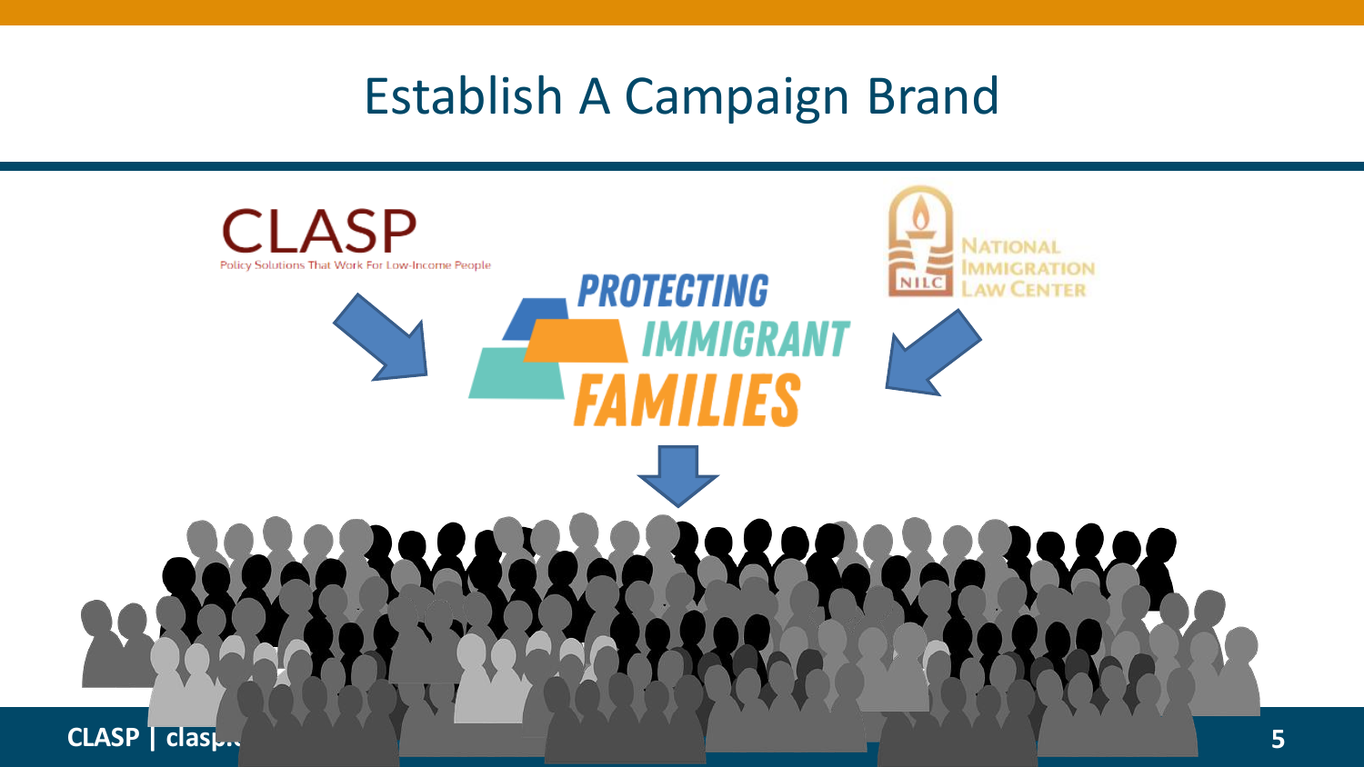# Establish A Campaign Brand

CLASP
Policy Solutions That Work For Low-Income People

PROTECTING IMMIGRANT FAMILIES

NATIONAL IMMIGRATION LAW CENTER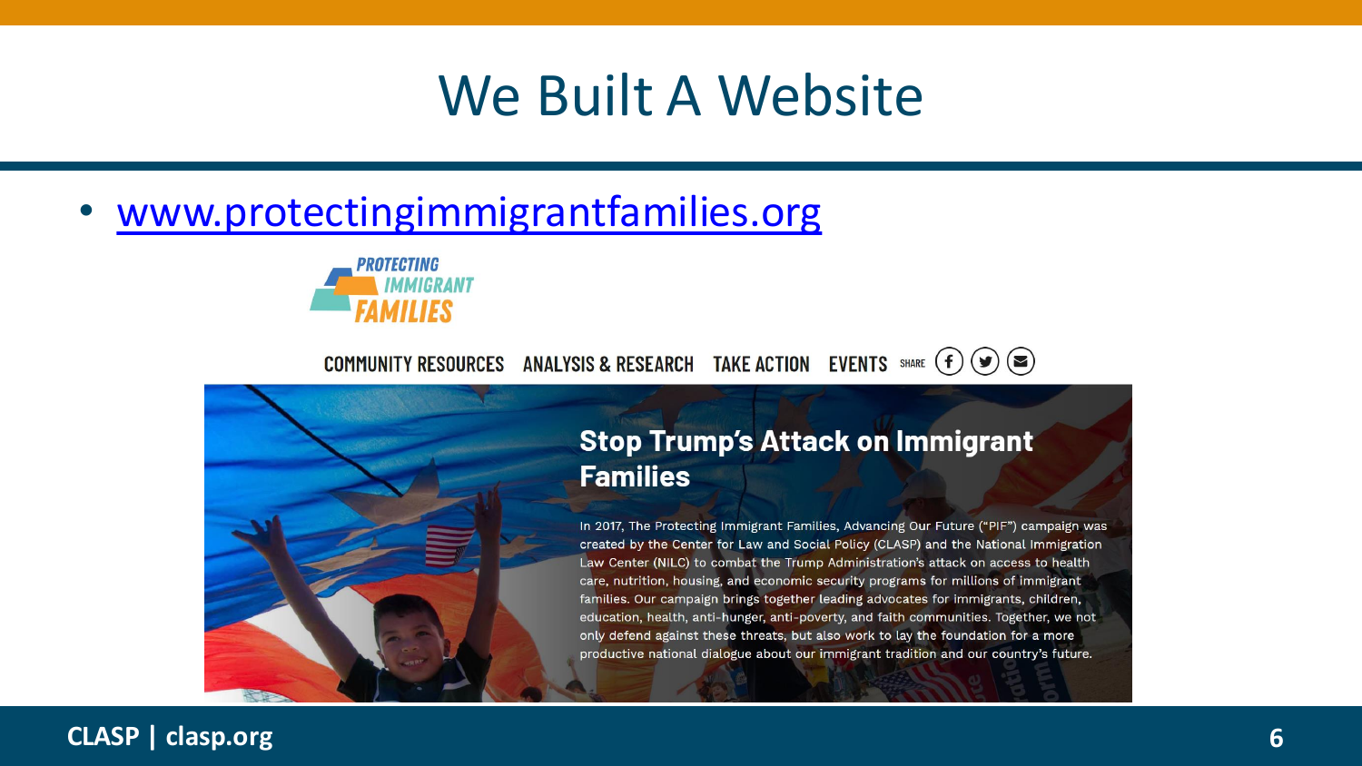# We Built A Website

- [www.protectingimmigrantfamilies.org](http://www.protectingimmigrantfamilies.org)

PROTECTING IMMIGRANT FAMILIES

COMMUNITY RESOURCES ANALYSIS & RESEARCH TAKE ACTION EVENTS SHARE

## Stop Trump's Attack on Immigrant Families

In 2017, The Protecting Immigrant Families, Advancing Our Future ("PIF") campaign was created by the Center for Law and Social Policy (CLASP) and the National Immigration Law Center (NILC) to combat the Trump Administration's attack on access to health care, nutrition, housing, and economic security programs for millions of immigrant families. Our campaign brings together leading advocates for immigrants, children, education, health, anti-hunger, anti-poverty, and faith communities. Together, we not only defend against these threats, but also work to lay the foundation for a more productive national dialogue about our immigrant tradition and our country's future.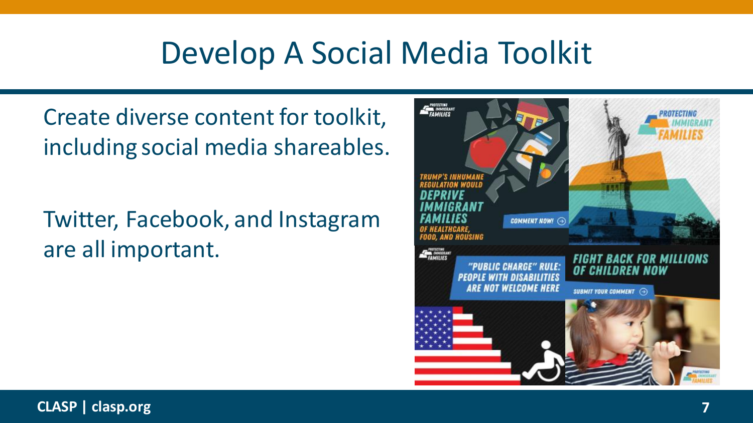# Develop A Social Media Toolkit

Create diverse content for toolkit, including social media shareables.

Twitter, Facebook, and Instagram are all important.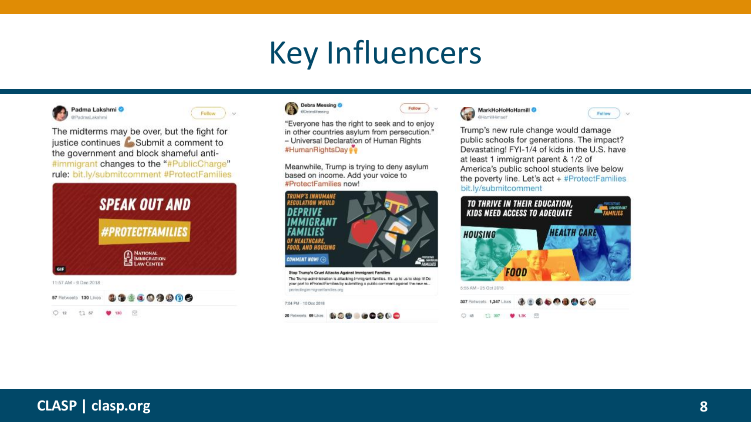# Key Influencers

**Padma Lakshmi** @PadmaLakshmi

The midterms may be over, but the fight for justice continues 💪 Submit a comment to the government and block shameful anti-#immigrant changes to the "#PublicCharge" rule: bit.ly/submitcomment #ProtectFamilies

SPEAK OUT AND #PROTECTFAMILIES

NATIONAL IMMIGRATION LAW CENTER

11:57 AM - 9 Dec 2018

57 Retweets 130 Likes

**Debra Messing** @DebraMessing

"Everyone has the right to seek and to enjoy in other countries asylum from persecution." – Universal Declaration of Human Rights #HumanRightsDay 🙌

Meanwhile, Trump is trying to deny asylum based on income. Add your voice to #ProtectFamilies now!

TRUMP'S INHUMANE REGULATION WOULD DEPRIVE IMMIGRANT FAMILIES OF HEALTHCARE, FOOD, AND HOUSING

COMMENT NOW!

Stop Trump's Cruel Attacks Against Immigrant Families

The Trump administration is attacking immigrant families. It's up to us to stop it! Do your part to #ProtectFamilies by submitting a public comment against the new re...

protectingimmigrantfamilies.org

7:04 PM - 10 Dec 2018

20 Retweets 69 Likes

**MarkHoHoHoHamill** @HamillHimself

Trump's new rule change would damage public schools for generations. The impact? Devastating! FYI-1/4 of kids in the U.S. have at least 1 immigrant parent & 1/2 of America's public school students live below the poverty line. Let's act + #ProtectFamilies bit.ly/submitcomment

TO THRIVE IN THEIR EDUCATION, KIDS NEED ACCESS TO ADEQUATE HOUSING HEALTH CARE FOOD

5:55 AM - 25 Oct 2018

307 Retweets 1,347 Likes

**CLASP | clasp.org**